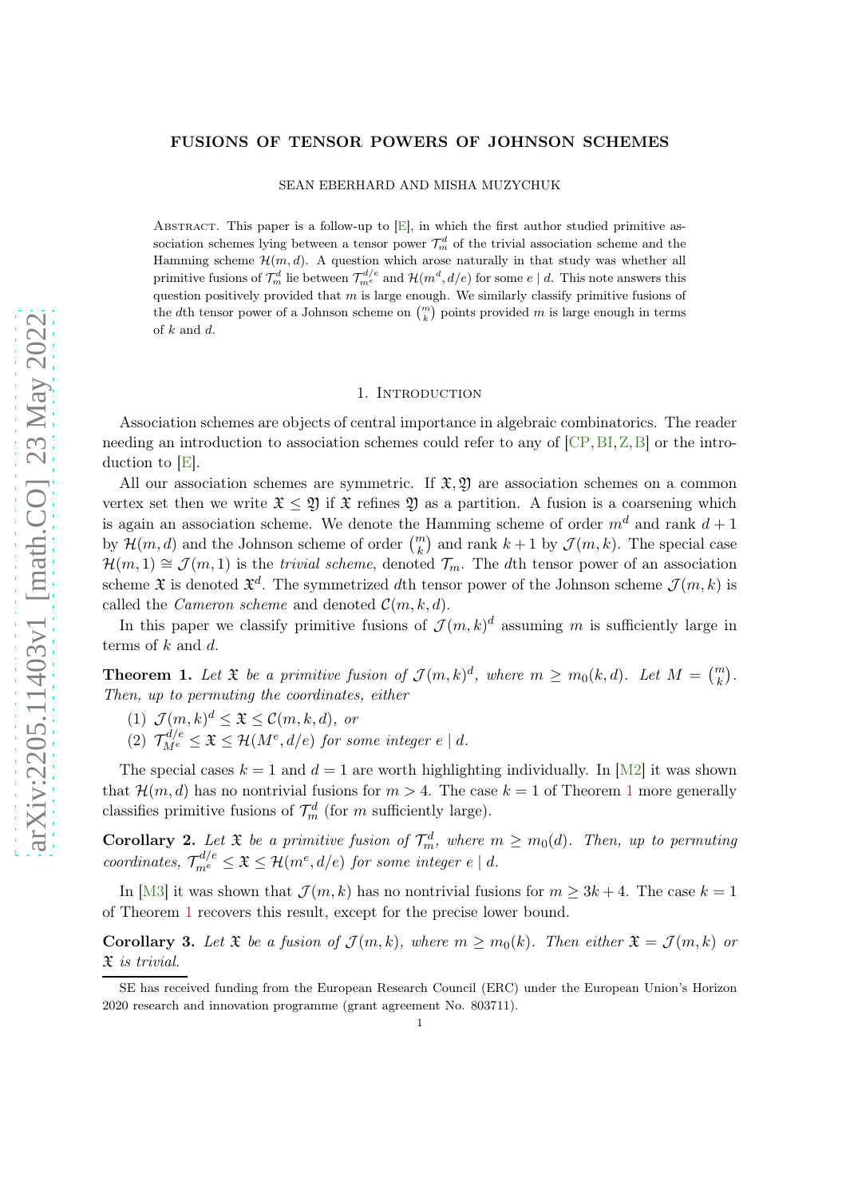# FUSIONS OF TENSOR POWERS OF JOHNSON SCHEMES

SEAN EBERHARD AND MISHA MUZYCHUK

Abstract. This paper is a follow-up to [E], in which the first author studied primitive association schemes lying between a tensor power $\mathcal{T}_m^d$ of the trivial association scheme and the Hamming scheme $\mathcal{H}(m,d)$. A question which arose naturally in that study was whether all primitive fusions of $\mathcal{T}_m^d$ lie between $\mathcal{T}_{m^e}^{d/e}$ and $\mathcal{H}(m^d, d/e)$ for some $e \mid d$. This note answers this question positively provided that $m$ is large enough. We similarly classify primitive fusions of the $d$th tensor power of a Johnson scheme on $\binom{m}{k}$ points provided $m$ is large enough in terms of $k$ and $d$.

## 1. Introduction

Association schemes are objects of central importance in algebraic combinatorics. The reader needing an introduction to association schemes could refer to any of [CP, BI, Z, B] or the introduction to [E].

All our association schemes are symmetric. If $\mathfrak{X}, \mathfrak{Y}$ are association schemes on a common vertex set then we write $\mathfrak{X} \leq \mathfrak{Y}$ if $\mathfrak{X}$ refines $\mathfrak{Y}$ as a partition. A fusion is a coarsening which is again an association scheme. We denote the Hamming scheme of order $m^d$ and rank $d+1$ by $\mathcal{H}(m,d)$ and the Johnson scheme of order $\binom{m}{k}$ and rank $k+1$ by $\mathcal{J}(m,k)$. The special case $\mathcal{H}(m,1) \cong \mathcal{J}(m,1)$ is the *trivial scheme*, denoted $\mathcal{T}_m$. The $d$th tensor power of an association scheme $\mathfrak{X}$ is denoted $\mathfrak{X}^d$. The symmetrized $d$th tensor power of the Johnson scheme $\mathcal{J}(m,k)$ is called the *Cameron scheme* and denoted $\mathcal{C}(m,k,d)$.

In this paper we classify primitive fusions of $\mathcal{J}(m,k)^d$ assuming $m$ is sufficiently large in terms of $k$ and $d$.

**Theorem 1.** *Let $\mathfrak{X}$ be a primitive fusion of $\mathcal{J}(m,k)^d$, where $m \geq m_0(k,d)$. Let $M = \binom{m}{k}$. Then, up to permuting the coordinates, either*

1. $\mathcal{J}(m,k)^d \leq \mathfrak{X} \leq \mathcal{C}(m,k,d)$, *or*
2. $\mathcal{T}_{M^e}^{d/e} \leq \mathfrak{X} \leq \mathcal{H}(M^e, d/e)$ *for some integer $e \mid d$.*

The special cases $k=1$ and $d=1$ are worth highlighting individually. In [M2] it was shown that $\mathcal{H}(m,d)$ has no nontrivial fusions for $m > 4$. The case $k=1$ of Theorem 1 more generally classifies primitive fusions of $\mathcal{T}_m^d$ (for $m$ sufficiently large).

**Corollary 2.** *Let $\mathfrak{X}$ be a primitive fusion of $\mathcal{T}_m^d$, where $m \geq m_0(d)$. Then, up to permuting coordinates, $\mathcal{T}_{m^e}^{d/e} \leq \mathfrak{X} \leq \mathcal{H}(m^e, d/e)$ for some integer $e \mid d$.*

In [M3] it was shown that $\mathcal{J}(m,k)$ has no nontrivial fusions for $m \geq 3k+4$. The case $k=1$ of Theorem 1 recovers this result, except for the precise lower bound.

**Corollary 3.** *Let $\mathfrak{X}$ be a fusion of $\mathcal{J}(m,k)$, where $m \geq m_0(k)$. Then either $\mathfrak{X} = \mathcal{J}(m,k)$ or $\mathfrak{X}$ is trivial.*

SE has received funding from the European Research Council (ERC) under the European Union's Horizon 2020 research and innovation programme (grant agreement No. 803711).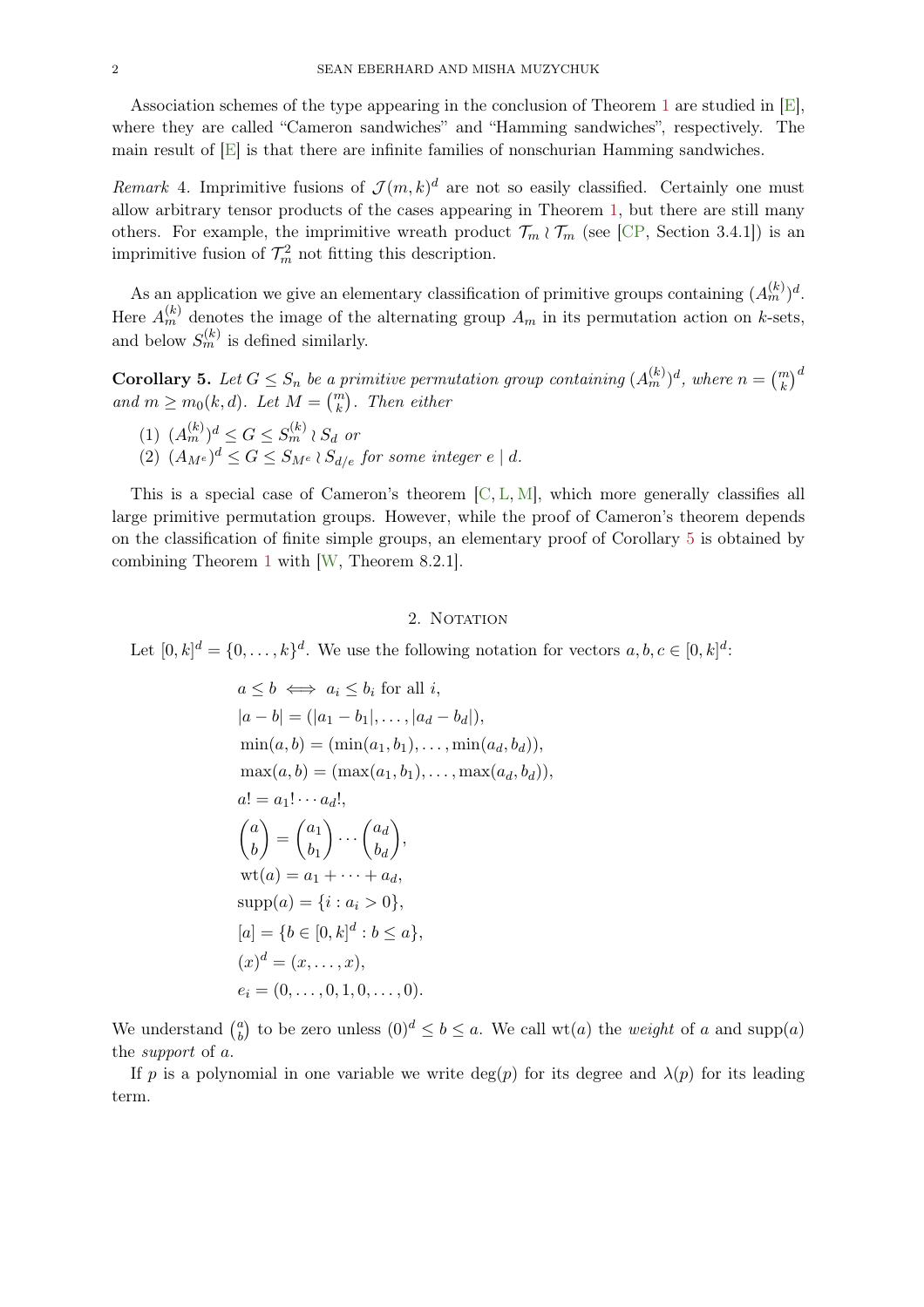Association schemes of the type appearing in the conclusion of Theorem 1 are studied in [E], where they are called "Cameron sandwiches" and "Hamming sandwiches", respectively. The main result of [E] is that there are infinite families of nonschurian Hamming sandwiches.

*Remark* 4. Imprimitive fusions of $\mathcal{J}(m,k)^d$ are not so easily classified. Certainly one must allow arbitrary tensor products of the cases appearing in Theorem 1, but there are still many others. For example, the imprimitive wreath product $\mathcal{T}_m \wr \mathcal{T}_m$ (see [CP, Section 3.4.1]) is an imprimitive fusion of $\mathcal{T}_m^2$ not fitting this description.

As an application we give an elementary classification of primitive groups containing $(A_m^{(k)})^d$. Here $A_m^{(k)}$ denotes the image of the alternating group $A_m$ in its permutation action on $k$-sets, and below $S_m^{(k)}$ is defined similarly.

**Corollary 5.** *Let $G \leq S_n$ be a primitive permutation group containing $(A_m^{(k)})^d$, where $n = \binom{m}{k}^d$ and $m \geq m_0(k,d)$. Let $M = \binom{m}{k}$. Then either*

1. $(A_m^{(k)})^d \leq G \leq S_m^{(k)} \wr S_d$ *or*
2. $(A_{M^e})^d \leq G \leq S_{M^e} \wr S_{d/e}$ *for some integer* $e \mid d$.

This is a special case of Cameron's theorem [C, L, M], which more generally classifies all large primitive permutation groups. However, while the proof of Cameron's theorem depends on the classification of finite simple groups, an elementary proof of Corollary 5 is obtained by combining Theorem 1 with [W, Theorem 8.2.1].

## 2. Notation

Let $[0,k]^d = \{0,\dots,k\}^d$. We use the following notation for vectors $a,b,c \in [0,k]^d$:

$$
\begin{aligned}
&a \leq b \iff a_i \leq b_i \text{ for all } i,\\
&|a-b| = (|a_1-b_1|,\dots,|a_d-b_d|),\\
&\min(a,b) = (\min(a_1,b_1),\dots,\min(a_d,b_d)),\\
&\max(a,b) = (\max(a_1,b_1),\dots,\max(a_d,b_d)),\\
&a! = a_1!\cdots a_d!,\\
&\binom{a}{b} = \binom{a_1}{b_1}\cdots\binom{a_d}{b_d},\\
&\mathrm{wt}(a) = a_1+\cdots+a_d,\\
&\mathrm{supp}(a) = \{i : a_i > 0\},\\
&[a] = \{b \in [0,k]^d : b \leq a\},\\
&(x)^d = (x,\dots,x),\\
&e_i = (0,\dots,0,1,0,\dots,0).
\end{aligned}
$$

We understand $\binom{a}{b}$ to be zero unless $(0)^d \leq b \leq a$. We call $\mathrm{wt}(a)$ the *weight* of $a$ and $\mathrm{supp}(a)$ the *support* of $a$.

If $p$ is a polynomial in one variable we write $\deg(p)$ for its degree and $\lambda(p)$ for its leading term.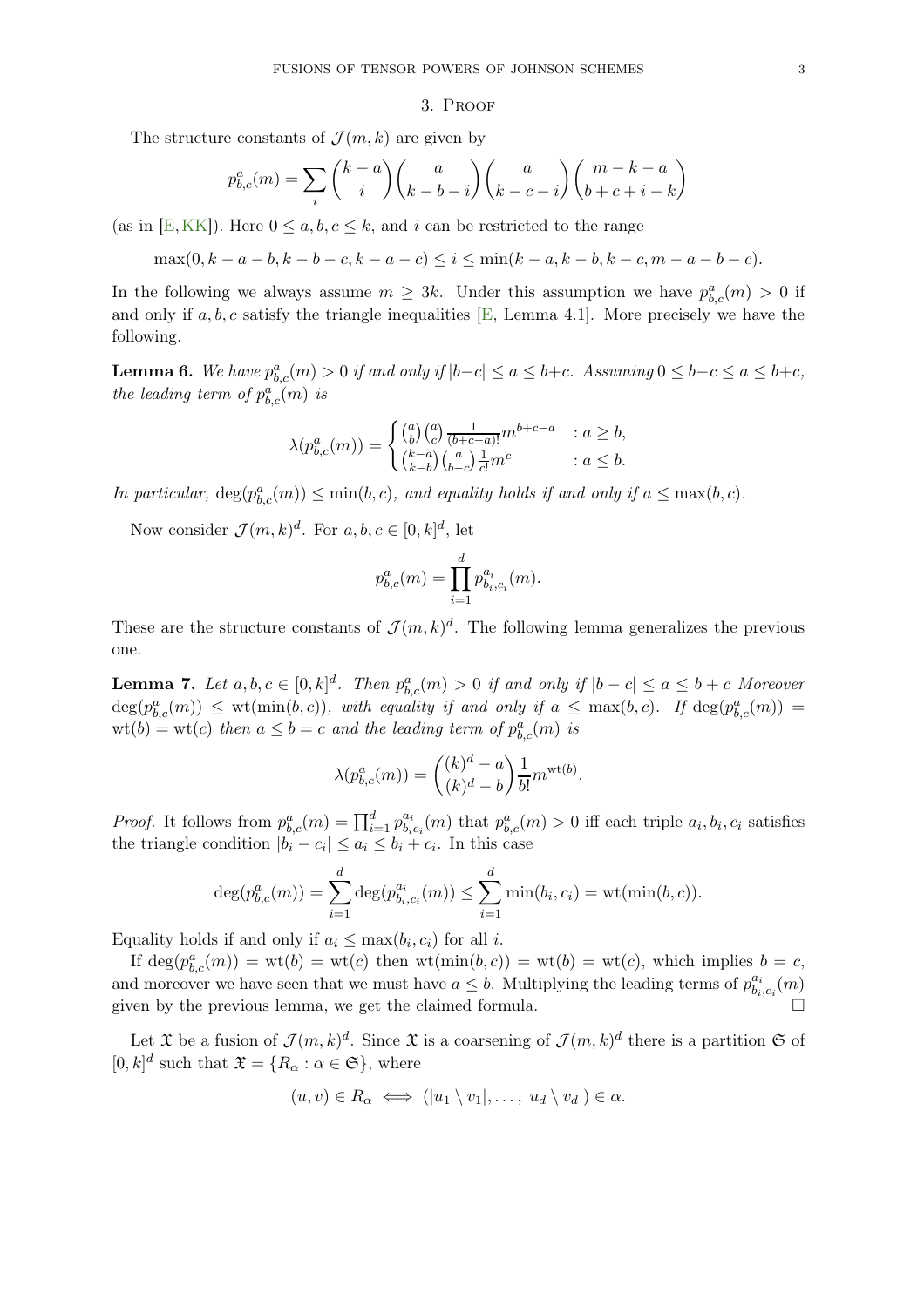## 3. Proof

The structure constants of $\mathcal{J}(m,k)$ are given by

$$p^a_{b,c}(m) = \sum_i \binom{k-a}{i}\binom{a}{k-b-i}\binom{a}{k-c-i}\binom{m-k-a}{b+c+i-k}$$

(as in [E, KK]). Here $0 \le a,b,c \le k$, and $i$ can be restricted to the range

$$\max(0, k-a-b, k-b-c, k-a-c) \le i \le \min(k-a, k-b, k-c, m-a-b-c).$$

In the following we always assume $m \ge 3k$. Under this assumption we have $p^a_{b,c}(m) > 0$ if and only if $a,b,c$ satisfy the triangle inequalities [E, Lemma 4.1]. More precisely we have the following.

**Lemma 6.** *We have $p^a_{b,c}(m) > 0$ if and only if $|b-c| \le a \le b+c$. Assuming $0 \le b-c \le a \le b+c$, the leading term of $p^a_{b,c}(m)$ is*

$$\lambda(p^a_{b,c}(m)) = \begin{cases} \binom{a}{b}\binom{a}{c}\frac{1}{(b+c-a)!}m^{b+c-a} & : a \ge b, \\ \binom{k-a}{k-b}\binom{a}{b-c}\frac{1}{c!}m^c & : a \le b. \end{cases}$$

*In particular, $\deg(p^a_{b,c}(m)) \le \min(b,c)$, and equality holds if and only if $a \le \max(b,c)$.*

Now consider $\mathcal{J}(m,k)^d$. For $a,b,c \in [0,k]^d$, let

$$p^a_{b,c}(m) = \prod_{i=1}^d p^{a_i}_{b_i,c_i}(m).$$

These are the structure constants of $\mathcal{J}(m,k)^d$. The following lemma generalizes the previous one.

**Lemma 7.** *Let $a,b,c \in [0,k]^d$. Then $p^a_{b,c}(m) > 0$ if and only if $|b-c| \le a \le b+c$ Moreover $\deg(p^a_{b,c}(m)) \le \mathrm{wt}(\min(b,c))$, with equality if and only if $a \le \max(b,c)$. If $\deg(p^a_{b,c}(m)) = \mathrm{wt}(b) = \mathrm{wt}(c)$ then $a \le b = c$ and the leading term of $p^a_{b,c}(m)$ is*

$$\lambda(p^a_{b,c}(m)) = \binom{(k)^d - a}{(k)^d - b}\frac{1}{b!}m^{\mathrm{wt}(b)}.$$

*Proof.* It follows from $p^a_{b,c}(m) = \prod_{i=1}^d p^{a_i}_{b_i c_i}(m)$ that $p^a_{b,c}(m) > 0$ iff each triple $a_i, b_i, c_i$ satisfies the triangle condition $|b_i - c_i| \le a_i \le b_i + c_i$. In this case

$$\deg(p^a_{b,c}(m)) = \sum_{i=1}^d \deg(p^{a_i}_{b_i,c_i}(m)) \le \sum_{i=1}^d \min(b_i,c_i) = \mathrm{wt}(\min(b,c)).$$

Equality holds if and only if $a_i \le \max(b_i,c_i)$ for all $i$.

If $\deg(p^a_{b,c}(m)) = \mathrm{wt}(b) = \mathrm{wt}(c)$ then $\mathrm{wt}(\min(b,c)) = \mathrm{wt}(b) = \mathrm{wt}(c)$, which implies $b = c$, and moreover we have seen that we must have $a \le b$. Multiplying the leading terms of $p^{a_i}_{b_i,c_i}(m)$ given by the previous lemma, we get the claimed formula. □

Let $\mathfrak{X}$ be a fusion of $\mathcal{J}(m,k)^d$. Since $\mathfrak{X}$ is a coarsening of $\mathcal{J}(m,k)^d$ there is a partition $\mathfrak{S}$ of $[0,k]^d$ such that $\mathfrak{X} = \{R_\alpha : \alpha \in \mathfrak{S}\}$, where

$$(u,v) \in R_\alpha \iff (|u_1 \setminus v_1|, \ldots, |u_d \setminus v_d|) \in \alpha.$$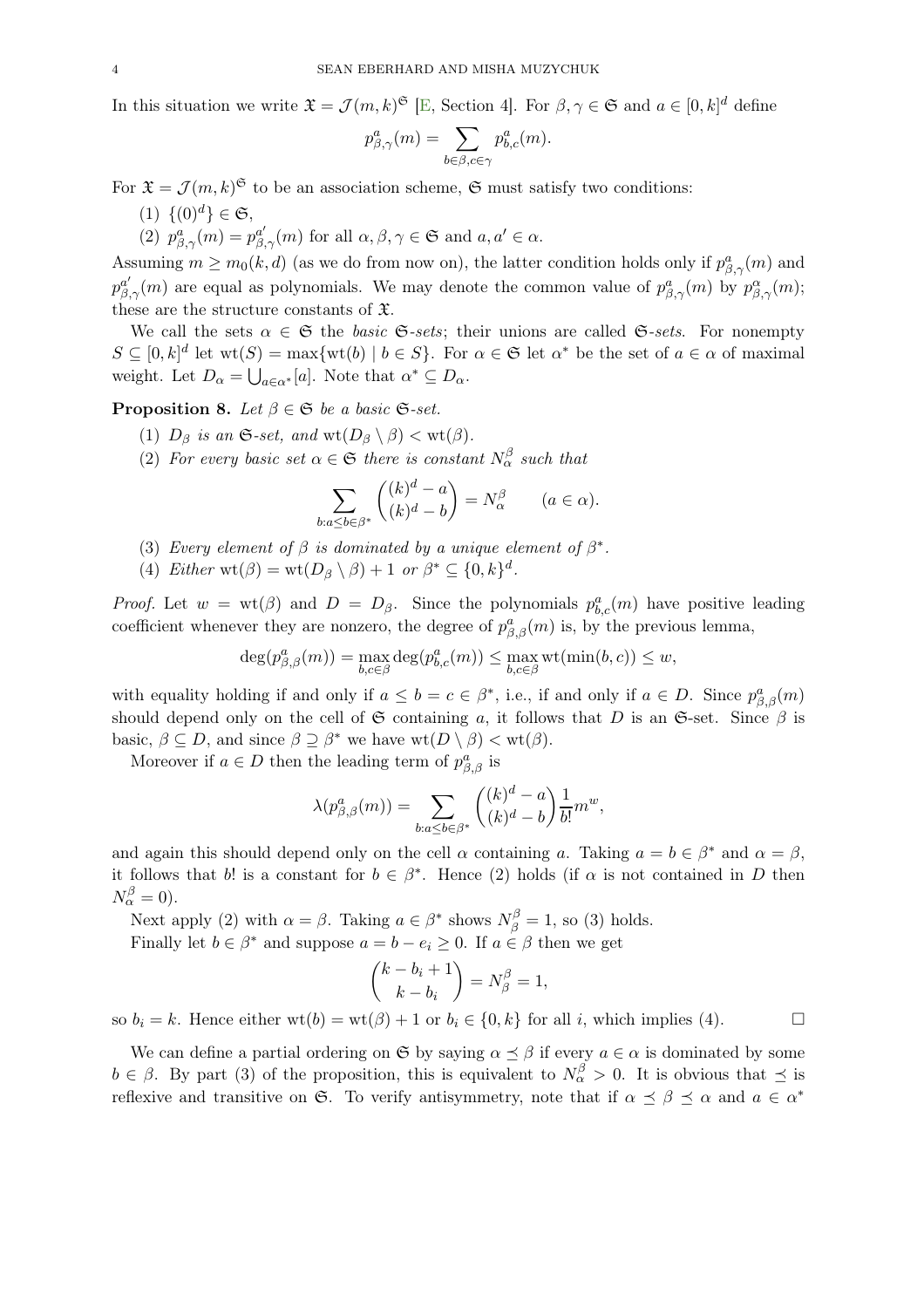In this situation we write $\mathfrak{X} = \mathcal{J}(m,k)^{\mathfrak{S}}$ [E, Section 4]. For $\beta, \gamma \in \mathfrak{S}$ and $a \in [0,k]^d$ define

$$p^a_{\beta,\gamma}(m) = \sum_{b\in\beta, c\in\gamma} p^a_{b,c}(m).$$

For $\mathfrak{X} = \mathcal{J}(m,k)^{\mathfrak{S}}$ to be an association scheme, $\mathfrak{S}$ must satisfy two conditions:

(1) $\{(0)^d\} \in \mathfrak{S}$,

(2) $p^a_{\beta,\gamma}(m) = p^{a'}_{\beta,\gamma}(m)$ for all $\alpha, \beta, \gamma \in \mathfrak{S}$ and $a, a' \in \alpha$.

Assuming $m \geq m_0(k,d)$ (as we do from now on), the latter condition holds only if $p^a_{\beta,\gamma}(m)$ and $p^{a'}_{\beta,\gamma}(m)$ are equal as polynomials. We may denote the common value of $p^a_{\beta,\gamma}(m)$ by $p^\alpha_{\beta,\gamma}(m)$; these are the structure constants of $\mathfrak{X}$.

We call the sets $\alpha \in \mathfrak{S}$ the *basic* $\mathfrak{S}$*-sets*; their unions are called $\mathfrak{S}$*-sets*. For nonempty $S \subseteq [0,k]^d$ let $\operatorname{wt}(S) = \max\{\operatorname{wt}(b) \mid b \in S\}$. For $\alpha \in \mathfrak{S}$ let $\alpha^*$ be the set of $a \in \alpha$ of maximal weight. Let $D_\alpha = \bigcup_{a\in\alpha^*}[a]$. Note that $\alpha^* \subseteq D_\alpha$.

**Proposition 8.** *Let $\beta \in \mathfrak{S}$ be a basic $\mathfrak{S}$-set.*

(1) *$D_\beta$ is an $\mathfrak{S}$-set, and $\operatorname{wt}(D_\beta \setminus \beta) < \operatorname{wt}(\beta)$.*

(2) *For every basic set $\alpha \in \mathfrak{S}$ there is constant $N^\beta_\alpha$ such that*

$$\sum_{b: a\leq b\in\beta^*} \binom{(k)^d - a}{(k)^d - b} = N^\beta_\alpha \qquad (a \in \alpha).$$

(3) *Every element of $\beta$ is dominated by a unique element of $\beta^*$.*

(4) *Either $\operatorname{wt}(\beta) = \operatorname{wt}(D_\beta \setminus \beta) + 1$ or $\beta^* \subseteq \{0,k\}^d$.*

*Proof.* Let $w = \operatorname{wt}(\beta)$ and $D = D_\beta$. Since the polynomials $p^a_{b,c}(m)$ have positive leading coefficient whenever they are nonzero, the degree of $p^a_{\beta,\beta}(m)$ is, by the previous lemma,

$$\deg(p^a_{\beta,\beta}(m)) = \max_{b,c\in\beta} \deg(p^a_{b,c}(m)) \leq \max_{b,c\in\beta} \operatorname{wt}(\min(b,c)) \leq w,$$

with equality holding if and only if $a \leq b = c \in \beta^*$, i.e., if and only if $a \in D$. Since $p^a_{\beta,\beta}(m)$ should depend only on the cell of $\mathfrak{S}$ containing $a$, it follows that $D$ is an $\mathfrak{S}$-set. Since $\beta$ is basic, $\beta \subseteq D$, and since $\beta \supseteq \beta^*$ we have $\operatorname{wt}(D \setminus \beta) < \operatorname{wt}(\beta)$.

Moreover if $a \in D$ then the leading term of $p^a_{\beta,\beta}$ is

$$\lambda(p^a_{\beta,\beta}(m)) = \sum_{b: a\leq b\in\beta^*} \binom{(k)^d - a}{(k)^d - b} \frac{1}{b!} m^w,$$

and again this should depend only on the cell $\alpha$ containing $a$. Taking $a = b \in \beta^*$ and $\alpha = \beta$, it follows that $b!$ is a constant for $b \in \beta^*$. Hence (2) holds (if $\alpha$ is not contained in $D$ then $N^\beta_\alpha = 0$).

Next apply (2) with $\alpha = \beta$. Taking $a \in \beta^*$ shows $N^\beta_\beta = 1$, so (3) holds.

Finally let $b \in \beta^*$ and suppose $a = b - e_i \geq 0$. If $a \in \beta$ then we get

$$\binom{k - b_i + 1}{k - b_i} = N^\beta_\beta = 1,$$

so $b_i = k$. Hence either $\operatorname{wt}(b) = \operatorname{wt}(\beta) + 1$ or $b_i \in \{0,k\}$ for all $i$, which implies (4). $\square$

We can define a partial ordering on $\mathfrak{S}$ by saying $\alpha \preceq \beta$ if every $a \in \alpha$ is dominated by some $b \in \beta$. By part (3) of the proposition, this is equivalent to $N^\beta_\alpha > 0$. It is obvious that $\preceq$ is reflexive and transitive on $\mathfrak{S}$. To verify antisymmetry, note that if $\alpha \preceq \beta \preceq \alpha$ and $a \in \alpha^*$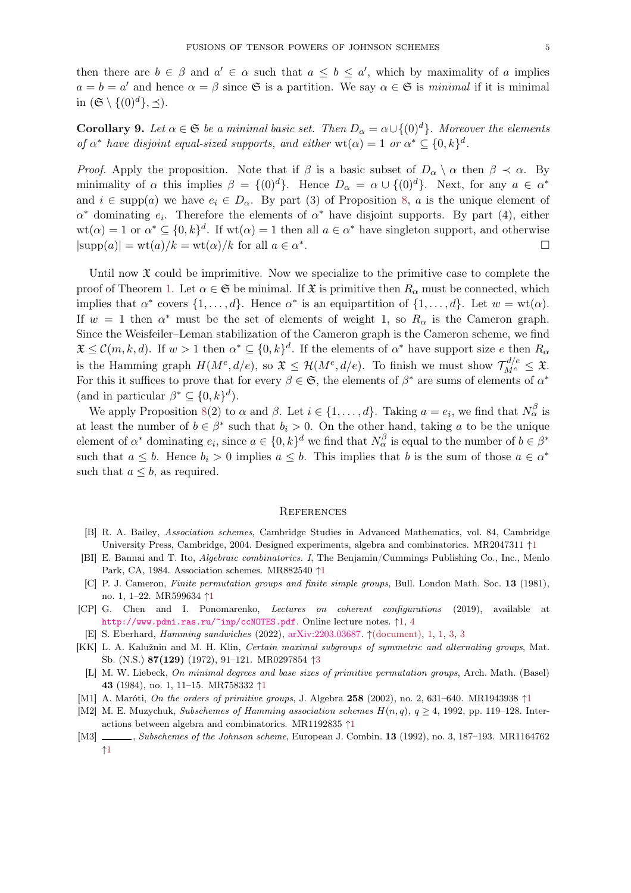then there are $b \in \beta$ and $a' \in \alpha$ such that $a \leq b \leq a'$, which by maximality of $a$ implies $a = b = a'$ and hence $\alpha = \beta$ since $\mathfrak{S}$ is a partition. We say $\alpha \in \mathfrak{S}$ is *minimal* if it is minimal in $(\mathfrak{S} \setminus \{(0)^d\}, \preceq)$.

**Corollary 9.** *Let $\alpha \in \mathfrak{S}$ be a minimal basic set. Then $D_\alpha = \alpha \cup \{(0)^d\}$. Moreover the elements of $\alpha^*$ have disjoint equal-sized supports, and either $\mathrm{wt}(\alpha) = 1$ or $\alpha^* \subseteq \{0, k\}^d$.*

*Proof.* Apply the proposition. Note that if $\beta$ is a basic subset of $D_\alpha \setminus \alpha$ then $\beta \prec \alpha$. By minimality of $\alpha$ this implies $\beta = \{(0)^d\}$. Hence $D_\alpha = \alpha \cup \{(0)^d\}$. Next, for any $a \in \alpha^*$ and $i \in \mathrm{supp}(a)$ we have $e_i \in D_\alpha$. By part (3) of Proposition 8, $a$ is the unique element of $\alpha^*$ dominating $e_i$. Therefore the elements of $\alpha^*$ have disjoint supports. By part (4), either $\mathrm{wt}(\alpha) = 1$ or $\alpha^* \subseteq \{0, k\}^d$. If $\mathrm{wt}(\alpha) = 1$ then all $a \in \alpha^*$ have singleton support, and otherwise $|\mathrm{supp}(a)| = \mathrm{wt}(a)/k = \mathrm{wt}(\alpha)/k$ for all $a \in \alpha^*$. □

Until now $\mathfrak{X}$ could be imprimitive. Now we specialize to the primitive case to complete the proof of Theorem 1. Let $\alpha \in \mathfrak{S}$ be minimal. If $\mathfrak{X}$ is primitive then $R_\alpha$ must be connected, which implies that $\alpha^*$ covers $\{1, \dots, d\}$. Hence $\alpha^*$ is an equipartition of $\{1, \dots, d\}$. Let $w = \mathrm{wt}(\alpha)$. If $w = 1$ then $\alpha^*$ must be the set of elements of weight 1, so $R_\alpha$ is the Cameron graph. Since the Weisfeiler–Leman stabilization of the Cameron graph is the Cameron scheme, we find $\mathfrak{X} \leq \mathcal{C}(m, k, d)$. If $w > 1$ then $\alpha^* \subseteq \{0, k\}^d$. If the elements of $\alpha^*$ have support size $e$ then $R_\alpha$ is the Hamming graph $H(M^e, d/e)$, so $\mathfrak{X} \leq \mathcal{H}(M^e, d/e)$. To finish we must show $\mathcal{T}_{M^e}^{d/e} \leq \mathfrak{X}$. For this it suffices to prove that for every $\beta \in \mathfrak{S}$, the elements of $\beta^*$ are sums of elements of $\alpha^*$ (and in particular $\beta^* \subseteq \{0, k\}^d$).

We apply Proposition 8(2) to $\alpha$ and $\beta$. Let $i \in \{1, \dots, d\}$. Taking $a = e_i$, we find that $N_\alpha^\beta$ is at least the number of $b \in \beta^*$ such that $b_i > 0$. On the other hand, taking $a$ to be the unique element of $\alpha^*$ dominating $e_i$, since $a \in \{0, k\}^d$ we find that $N_\alpha^\beta$ is equal to the number of $b \in \beta^*$ such that $a \leq b$. Hence $b_i > 0$ implies $a \leq b$. This implies that $b$ is the sum of those $a \in \alpha^*$ such that $a \leq b$, as required.

## References

[B] R. A. Bailey, *Association schemes*, Cambridge Studies in Advanced Mathematics, vol. 84, Cambridge University Press, Cambridge, 2004. Designed experiments, algebra and combinatorics. MR2047311 ↑1

[BI] E. Bannai and T. Ito, *Algebraic combinatorics. I*, The Benjamin/Cummings Publishing Co., Inc., Menlo Park, CA, 1984. Association schemes. MR882540 ↑1

[C] P. J. Cameron, *Finite permutation groups and finite simple groups*, Bull. London Math. Soc. **13** (1981), no. 1, 1–22. MR599634 ↑1

[CP] G. Chen and I. Ponomarenko, *Lectures on coherent configurations* (2019), available at http://www.pdmi.ras.ru/~inp/ccNOTES.pdf. Online lecture notes. ↑1, 4

[E] S. Eberhard, *Hamming sandwiches* (2022), arXiv:2203.03687. ↑(document), 1, 1, 3, 3

[KK] L. A. Kalužnin and M. H. Klin, *Certain maximal subgroups of symmetric and alternating groups*, Mat. Sb. (N.S.) **87(129)** (1972), 91–121. MR0297854 ↑3

[L] M. W. Liebeck, *On minimal degrees and base sizes of primitive permutation groups*, Arch. Math. (Basel) **43** (1984), no. 1, 11–15. MR758332 ↑1

[M1] A. Maróti, *On the orders of primitive groups*, J. Algebra **258** (2002), no. 2, 631–640. MR1943938 ↑1

[M2] M. E. Muzychuk, *Subschemes of Hamming association schemes $H(n, q)$, $q \geq 4$*, 1992, pp. 119–128. Interactions between algebra and combinatorics. MR1192835 ↑1

[M3] ———, *Subschemes of the Johnson scheme*, European J. Combin. **13** (1992), no. 3, 187–193. MR1164762 ↑1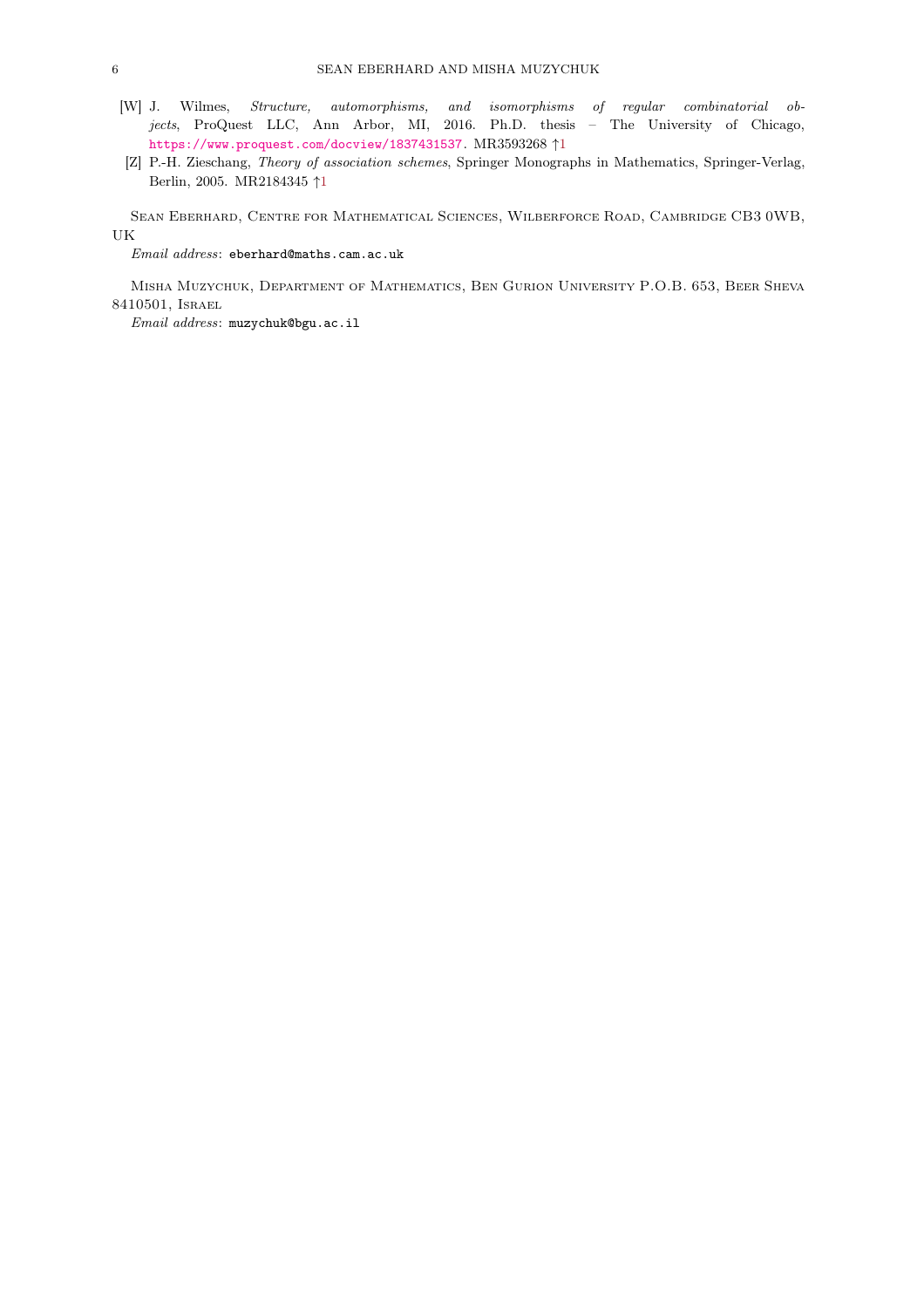- [W] J. Wilmes, *Structure, automorphisms, and isomorphisms of regular combinatorial objects*, ProQuest LLC, Ann Arbor, MI, 2016. Ph.D. thesis – The University of Chicago, https://www.proquest.com/docview/1837431537. MR3593268 ↑1
- [Z] P.-H. Zieschang, *Theory of association schemes*, Springer Monographs in Mathematics, Springer-Verlag, Berlin, 2005. MR2184345 ↑1

Sean Eberhard, Centre for Mathematical Sciences, Wilberforce Road, Cambridge CB3 0WB, UK

*Email address*: eberhard@maths.cam.ac.uk

Misha Muzychuk, Department of Mathematics, Ben Gurion University P.O.B. 653, Beer Sheva 8410501, Israel

*Email address*: muzychuk@bgu.ac.il